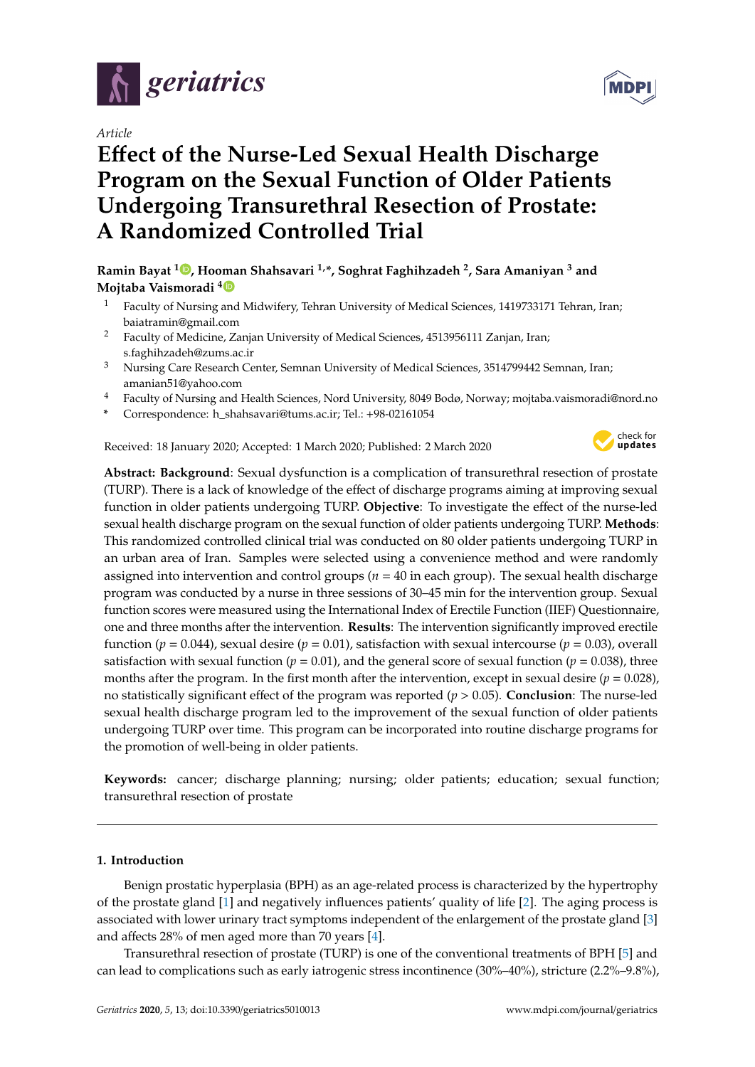*Article*

# Effect of the Nurse-Led Sexual Health Discharge Program on the Sexual Function of Older Patients Undergoing Transurethral Resection of Prostate: A Randomized Controlled Trial

**Ramin Bayat [1], Hooman Shahsavari [1,*], Soghrat Faghihzadeh [2], Sara Amaniyan [3] and Mojtaba Vaismoradi [4]**

[1] Faculty of Nursing and Midwifery, Tehran University of Medical Sciences, 1419733171 Tehran, Iran; baiatramin@gmail.com

[2] Faculty of Medicine, Zanjan University of Medical Sciences, 4513956111 Zanjan, Iran; s.faghihzadeh@zums.ac.ir

[3] Nursing Care Research Center, Semnan University of Medical Sciences, 3514799442 Semnan, Iran; amanian51@yahoo.com

[4] Faculty of Nursing and Health Sciences, Nord University, 8049 Bodø, Norway; mojtaba.vaismoradi@nord.no

* Correspondence: h_shahsavari@tums.ac.ir; Tel.: +98-02161054

Received: 18 January 2020; Accepted: 1 March 2020; Published: 2 March 2020

**Abstract: Background**: Sexual dysfunction is a complication of transurethral resection of prostate (TURP). There is a lack of knowledge of the effect of discharge programs aiming at improving sexual function in older patients undergoing TURP. **Objective**: To investigate the effect of the nurse-led sexual health discharge program on the sexual function of older patients undergoing TURP. **Methods**: This randomized controlled clinical trial was conducted on 80 older patients undergoing TURP in an urban area of Iran. Samples were selected using a convenience method and were randomly assigned into intervention and control groups ($n = 40$ in each group). The sexual health discharge program was conducted by a nurse in three sessions of 30–45 min for the intervention group. Sexual function scores were measured using the International Index of Erectile Function (IIEF) Questionnaire, one and three months after the intervention. **Results**: The intervention significantly improved erectile function ($p = 0.044$), sexual desire ($p = 0.01$), satisfaction with sexual intercourse ($p = 0.03$), overall satisfaction with sexual function ($p = 0.01$), and the general score of sexual function ($p = 0.038$), three months after the program. In the first month after the intervention, except in sexual desire ($p = 0.028$), no statistically significant effect of the program was reported ($p > 0.05$). **Conclusion**: The nurse-led sexual health discharge program led to the improvement of the sexual function of older patients undergoing TURP over time. This program can be incorporated into routine discharge programs for the promotion of well-being in older patients.

**Keywords:** cancer; discharge planning; nursing; older patients; education; sexual function; transurethral resection of prostate

## 1. Introduction

Benign prostatic hyperplasia (BPH) as an age-related process is characterized by the hypertrophy of the prostate gland [1] and negatively influences patients' quality of life [2]. The aging process is associated with lower urinary tract symptoms independent of the enlargement of the prostate gland [3] and affects 28% of men aged more than 70 years [4].

Transurethral resection of prostate (TURP) is one of the conventional treatments of BPH [5] and can lead to complications such as early iatrogenic stress incontinence (30%–40%), stricture (2.2%–9.8%),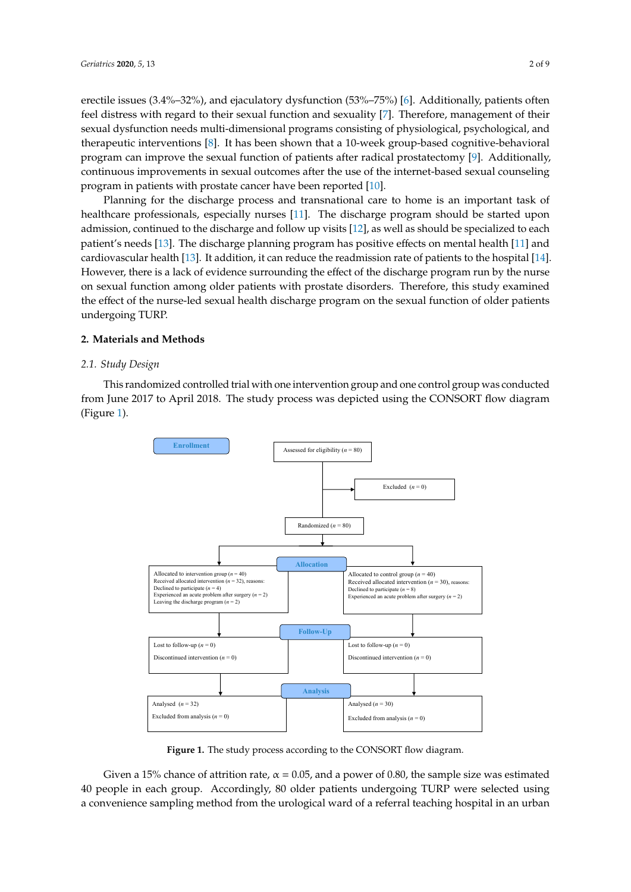erectile issues (3.4%–32%), and ejaculatory dysfunction (53%–75%) [6]. Additionally, patients often feel distress with regard to their sexual function and sexuality [7]. Therefore, management of their sexual dysfunction needs multi-dimensional programs consisting of physiological, psychological, and therapeutic interventions [8]. It has been shown that a 10-week group-based cognitive-behavioral program can improve the sexual function of patients after radical prostatectomy [9]. Additionally, continuous improvements in sexual outcomes after the use of the internet-based sexual counseling program in patients with prostate cancer have been reported [10].

Planning for the discharge process and transnational care to home is an important task of healthcare professionals, especially nurses [11]. The discharge program should be started upon admission, continued to the discharge and follow up visits [12], as well as should be specialized to each patient's needs [13]. The discharge planning program has positive effects on mental health [11] and cardiovascular health [13]. It addition, it can reduce the readmission rate of patients to the hospital [14]. However, there is a lack of evidence surrounding the effect of the discharge program run by the nurse on sexual function among older patients with prostate disorders. Therefore, this study examined the effect of the nurse-led sexual health discharge program on the sexual function of older patients undergoing TURP.

## 2. Materials and Methods

### *2.1. Study Design*

This randomized controlled trial with one intervention group and one control group was conducted from June 2017 to April 2018. The study process was depicted using the CONSORT flow diagram (Figure 1).

**Enrollment**

Assessed for eligibility ($n$ = 80)

Excluded ($n$ = 0)

Randomized ($n$ = 80)

**Allocation**

| Intervention group | Control group |
| --- | --- |
| Allocated to intervention group ($n$ = 40)<br>Received allocated intervention ($n$ = 32), reasons:<br>Declined to participate ($n$ = 4)<br>Experienced an acute problem after surgery ($n$ = 2)<br>Leaving the discharge program ($n$ = 2) | Allocated to control group ($n$ = 40)<br>Received allocated intervention ($n$ = 30), reasons:<br>Declined to participate ($n$ = 8)<br>Experienced an acute problem after surgery ($n$ = 2) |

**Follow-Up**

| Intervention group | Control group |
| --- | --- |
| Lost to follow-up ($n$ = 0)<br>Discontinued intervention ($n$ = 0) | Lost to follow-up ($n$ = 0)<br>Discontinued intervention ($n$ = 0) |

**Analysis**

| Intervention group | Control group |
| --- | --- |
| Analysed ($n$ = 32)<br>Excluded from analysis ($n$ = 0) | Analysed ($n$ = 30)<br>Excluded from analysis ($n$ = 0) |

**Figure 1.** The study process according to the CONSORT flow diagram.

Given a 15% chance of attrition rate, $\alpha$ = 0.05, and a power of 0.80, the sample size was estimated 40 people in each group. Accordingly, 80 older patients undergoing TURP were selected using a convenience sampling method from the urological ward of a referral teaching hospital in an urban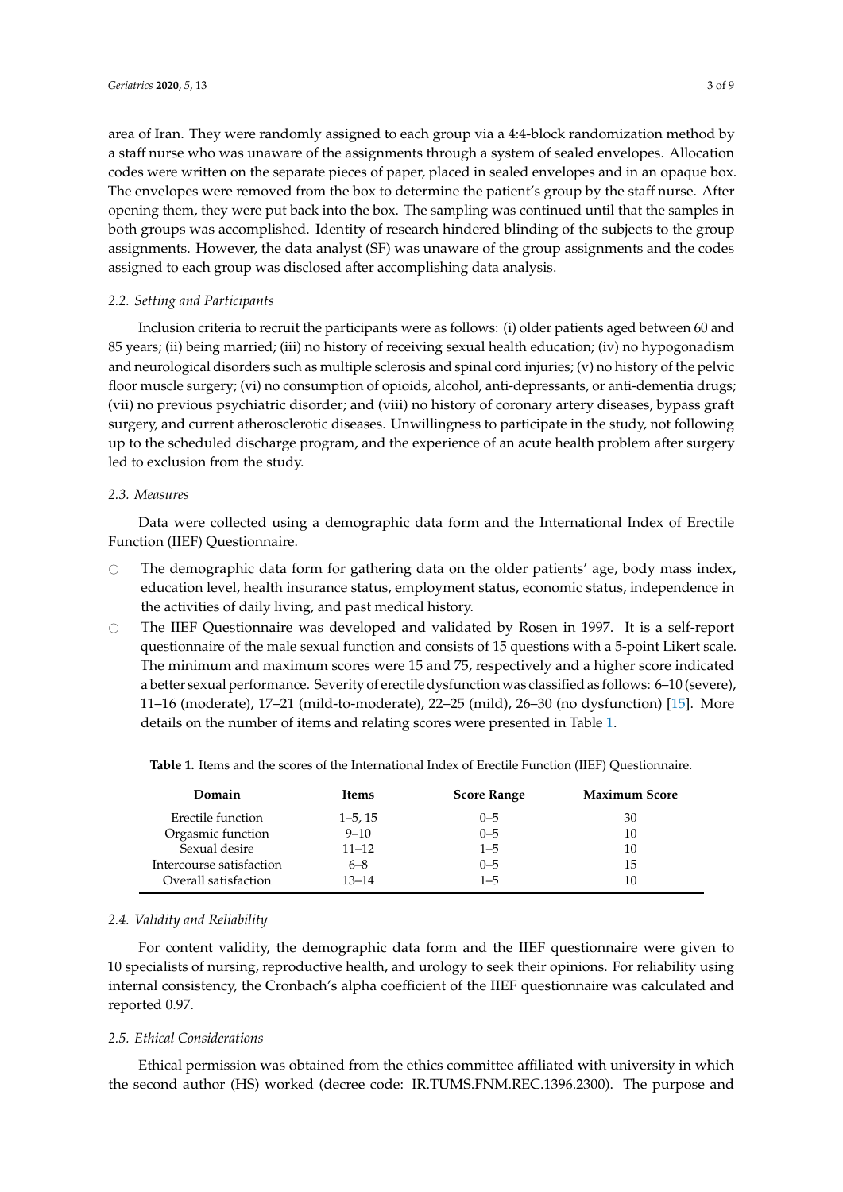area of Iran. They were randomly assigned to each group via a 4:4-block randomization method by a staff nurse who was unaware of the assignments through a system of sealed envelopes. Allocation codes were written on the separate pieces of paper, placed in sealed envelopes and in an opaque box. The envelopes were removed from the box to determine the patient's group by the staff nurse. After opening them, they were put back into the box. The sampling was continued until that the samples in both groups was accomplished. Identity of research hindered blinding of the subjects to the group assignments. However, the data analyst (SF) was unaware of the group assignments and the codes assigned to each group was disclosed after accomplishing data analysis.

### *2.2. Setting and Participants*

Inclusion criteria to recruit the participants were as follows: (i) older patients aged between 60 and 85 years; (ii) being married; (iii) no history of receiving sexual health education; (iv) no hypogonadism and neurological disorders such as multiple sclerosis and spinal cord injuries; (v) no history of the pelvic floor muscle surgery; (vi) no consumption of opioids, alcohol, anti-depressants, or anti-dementia drugs; (vii) no previous psychiatric disorder; and (viii) no history of coronary artery diseases, bypass graft surgery, and current atherosclerotic diseases. Unwillingness to participate in the study, not following up to the scheduled discharge program, and the experience of an acute health problem after surgery led to exclusion from the study.

### *2.3. Measures*

Data were collected using a demographic data form and the International Index of Erectile Function (IIEF) Questionnaire.

- The demographic data form for gathering data on the older patients' age, body mass index, education level, health insurance status, employment status, economic status, independence in the activities of daily living, and past medical history.
- The IIEF Questionnaire was developed and validated by Rosen in 1997. It is a self-report questionnaire of the male sexual function and consists of 15 questions with a 5-point Likert scale. The minimum and maximum scores were 15 and 75, respectively and a higher score indicated a better sexual performance. Severity of erectile dysfunction was classified as follows: 6–10 (severe), 11–16 (moderate), 17–21 (mild-to-moderate), 22–25 (mild), 26–30 (no dysfunction) [15]. More details on the number of items and relating scores were presented in Table 1.

**Table 1.** Items and the scores of the International Index of Erectile Function (IIEF) Questionnaire.

| Domain | Items | Score Range | Maximum Score |
|---|---|---|---|
| Erectile function | 1–5, 15 | 0–5 | 30 |
| Orgasmic function | 9–10 | 0–5 | 10 |
| Sexual desire | 11–12 | 1–5 | 10 |
| Intercourse satisfaction | 6–8 | 0–5 | 15 |
| Overall satisfaction | 13–14 | 1–5 | 10 |

### *2.4. Validity and Reliability*

For content validity, the demographic data form and the IIEF questionnaire were given to 10 specialists of nursing, reproductive health, and urology to seek their opinions. For reliability using internal consistency, the Cronbach's alpha coefficient of the IIEF questionnaire was calculated and reported 0.97.

### *2.5. Ethical Considerations*

Ethical permission was obtained from the ethics committee affiliated with university in which the second author (HS) worked (decree code: IR.TUMS.FNM.REC.1396.2300). The purpose and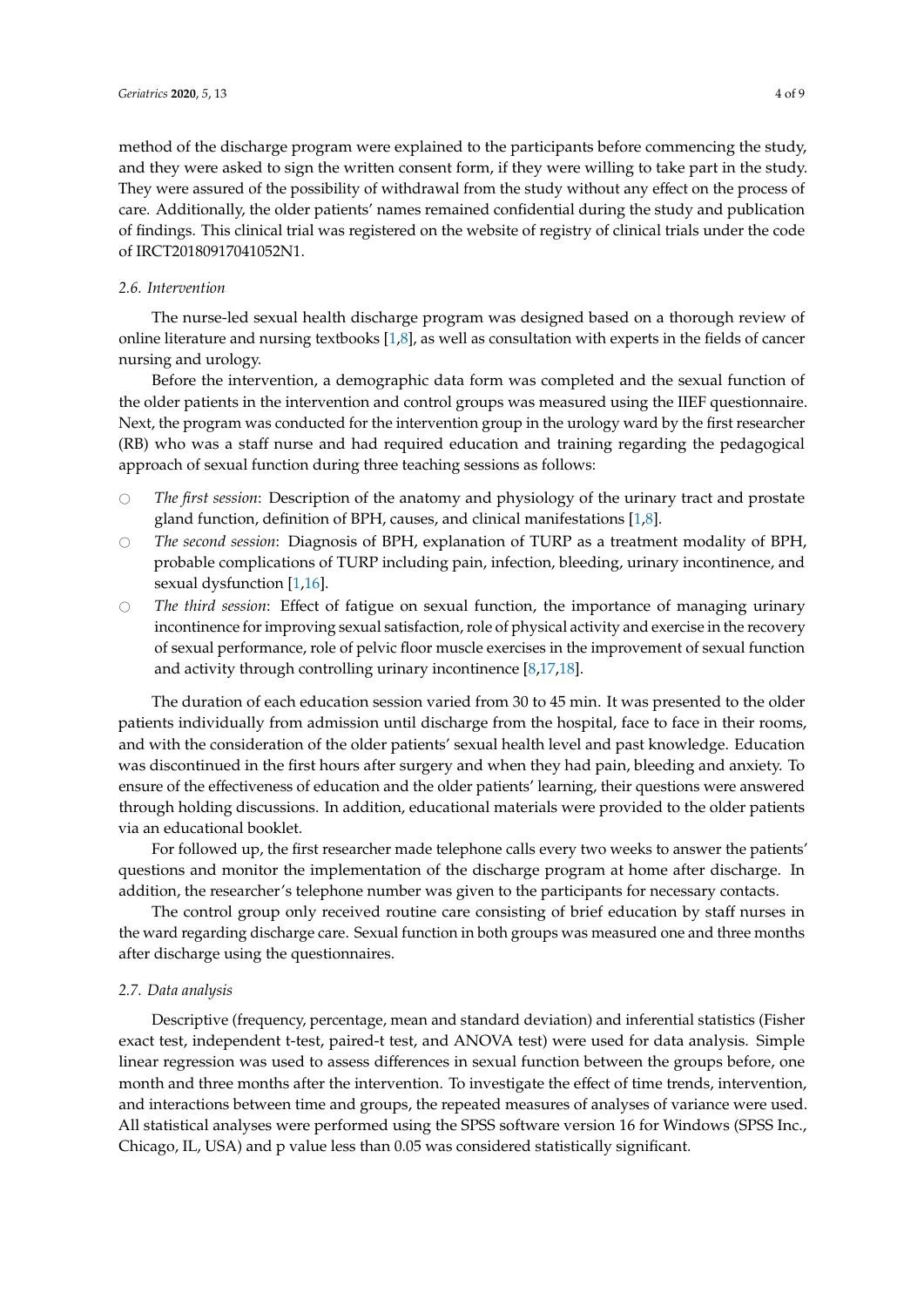method of the discharge program were explained to the participants before commencing the study, and they were asked to sign the written consent form, if they were willing to take part in the study. They were assured of the possibility of withdrawal from the study without any effect on the process of care. Additionally, the older patients' names remained confidential during the study and publication of findings. This clinical trial was registered on the website of registry of clinical trials under the code of IRCT20180917041052N1.

### 2.6. Intervention

The nurse-led sexual health discharge program was designed based on a thorough review of online literature and nursing textbooks [1,8], as well as consultation with experts in the fields of cancer nursing and urology.

Before the intervention, a demographic data form was completed and the sexual function of the older patients in the intervention and control groups was measured using the IIEF questionnaire. Next, the program was conducted for the intervention group in the urology ward by the first researcher (RB) who was a staff nurse and had required education and training regarding the pedagogical approach of sexual function during three teaching sessions as follows:

- *The first session*: Description of the anatomy and physiology of the urinary tract and prostate gland function, definition of BPH, causes, and clinical manifestations [1,8].
- *The second session*: Diagnosis of BPH, explanation of TURP as a treatment modality of BPH, probable complications of TURP including pain, infection, bleeding, urinary incontinence, and sexual dysfunction [1,16].
- *The third session*: Effect of fatigue on sexual function, the importance of managing urinary incontinence for improving sexual satisfaction, role of physical activity and exercise in the recovery of sexual performance, role of pelvic floor muscle exercises in the improvement of sexual function and activity through controlling urinary incontinence [8,17,18].

The duration of each education session varied from 30 to 45 min. It was presented to the older patients individually from admission until discharge from the hospital, face to face in their rooms, and with the consideration of the older patients' sexual health level and past knowledge. Education was discontinued in the first hours after surgery and when they had pain, bleeding and anxiety. To ensure of the effectiveness of education and the older patients' learning, their questions were answered through holding discussions. In addition, educational materials were provided to the older patients via an educational booklet.

For followed up, the first researcher made telephone calls every two weeks to answer the patients' questions and monitor the implementation of the discharge program at home after discharge. In addition, the researcher's telephone number was given to the participants for necessary contacts.

The control group only received routine care consisting of brief education by staff nurses in the ward regarding discharge care. Sexual function in both groups was measured one and three months after discharge using the questionnaires.

### 2.7. Data analysis

Descriptive (frequency, percentage, mean and standard deviation) and inferential statistics (Fisher exact test, independent t-test, paired-t test, and ANOVA test) were used for data analysis. Simple linear regression was used to assess differences in sexual function between the groups before, one month and three months after the intervention. To investigate the effect of time trends, intervention, and interactions between time and groups, the repeated measures of analyses of variance were used. All statistical analyses were performed using the SPSS software version 16 for Windows (SPSS Inc., Chicago, IL, USA) and p value less than 0.05 was considered statistically significant.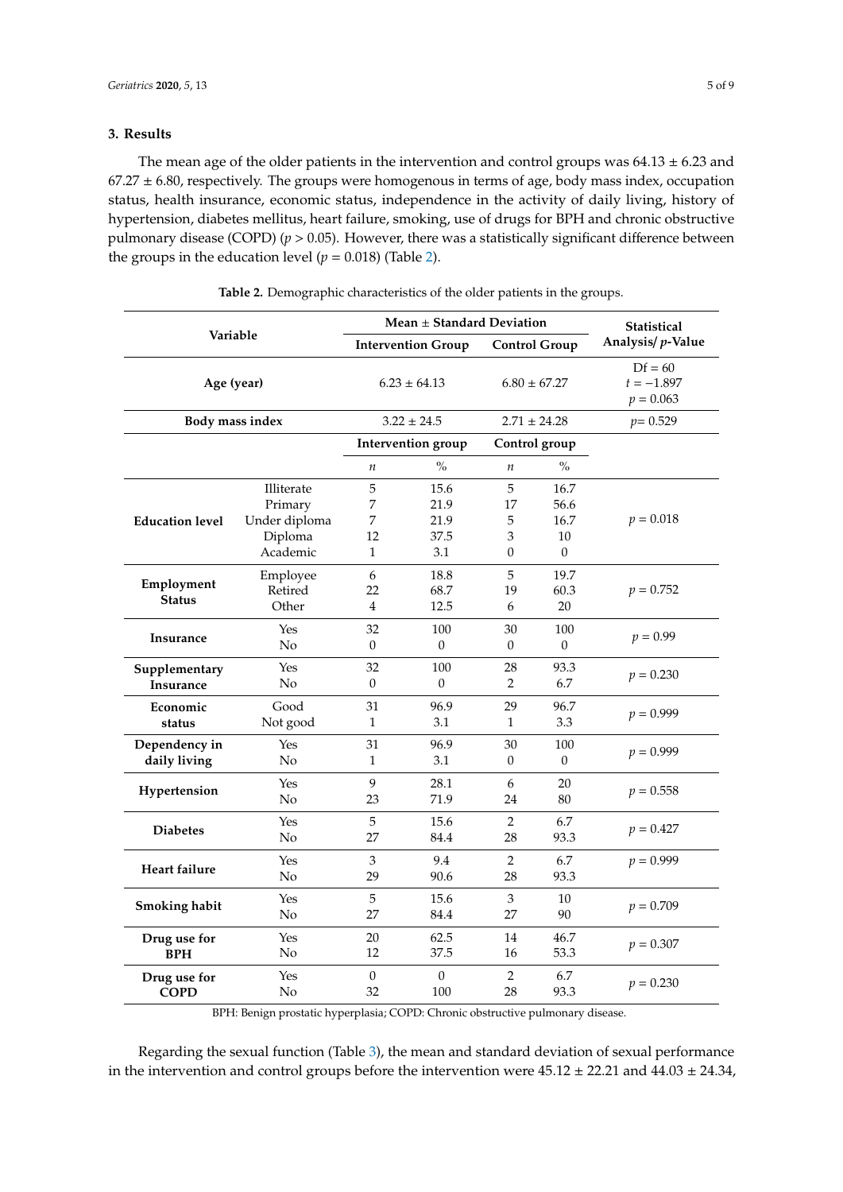## 3. Results

The mean age of the older patients in the intervention and control groups was 64.13 ± 6.23 and 67.27 ± 6.80, respectively. The groups were homogenous in terms of age, body mass index, occupation status, health insurance, economic status, independence in the activity of daily living, history of hypertension, diabetes mellitus, heart failure, smoking, use of drugs for BPH and chronic obstructive pulmonary disease (COPD) ($p > 0.05$). However, there was a statistically significant difference between the groups in the education level ($p = 0.018$) (Table 2).

**Table 2.** Demographic characteristics of the older patients in the groups.

| **Variable** | | **Mean ± Standard Deviation** | | | | **Statistical Analysis/ *p*-Value** |
|---|---|---|---|---|---|---|
| | | **Intervention Group** | | **Control Group** | | |
| **Age (year)** | | 6.23 ± 64.13 | | 6.80 ± 67.27 | | Df = 60 $t = -1.897$ $p = 0.063$ |
| **Body mass index** | | 3.22 ± 24.5 | | 2.71 ± 24.28 | | $p = 0.529$ |
| | | **Intervention group** | | **Control group** | | |
| | | *n* | % | *n* | % | |
| **Education level** | Illiterate | 5 | 15.6 | 5 | 16.7 | $p = 0.018$ |
| | Primary | 7 | 21.9 | 17 | 56.6 | |
| | Under diploma | 7 | 21.9 | 5 | 16.7 | |
| | Diploma | 12 | 37.5 | 3 | 10 | |
| | Academic | 1 | 3.1 | 0 | 0 | |
| **Employment Status** | Employee | 6 | 18.8 | 5 | 19.7 | $p = 0.752$ |
| | Retired | 22 | 68.7 | 19 | 60.3 | |
| | Other | 4 | 12.5 | 6 | 20 | |
| **Insurance** | Yes | 32 | 100 | 30 | 100 | $p = 0.99$ |
| | No | 0 | 0 | 0 | 0 | |
| **Supplementary Insurance** | Yes | 32 | 100 | 28 | 93.3 | $p = 0.230$ |
| | No | 0 | 0 | 2 | 6.7 | |
| **Economic status** | Good | 31 | 96.9 | 29 | 96.7 | $p = 0.999$ |
| | Not good | 1 | 3.1 | 1 | 3.3 | |
| **Dependency in daily living** | Yes | 31 | 96.9 | 30 | 100 | $p = 0.999$ |
| | No | 1 | 3.1 | 0 | 0 | |
| **Hypertension** | Yes | 9 | 28.1 | 6 | 20 | $p = 0.558$ |
| | No | 23 | 71.9 | 24 | 80 | |
| **Diabetes** | Yes | 5 | 15.6 | 2 | 6.7 | $p = 0.427$ |
| | No | 27 | 84.4 | 28 | 93.3 | |
| **Heart failure** | Yes | 3 | 9.4 | 2 | 6.7 | $p = 0.999$ |
| | No | 29 | 90.6 | 28 | 93.3 | |
| **Smoking habit** | Yes | 5 | 15.6 | 3 | 10 | $p = 0.709$ |
| | No | 27 | 84.4 | 27 | 90 | |
| **Drug use for BPH** | Yes | 20 | 62.5 | 14 | 46.7 | $p = 0.307$ |
| | No | 12 | 37.5 | 16 | 53.3 | |
| **Drug use for COPD** | Yes | 0 | 0 | 2 | 6.7 | $p = 0.230$ |
| | No | 32 | 100 | 28 | 93.3 | |

BPH: Benign prostatic hyperplasia; COPD: Chronic obstructive pulmonary disease.

Regarding the sexual function (Table 3), the mean and standard deviation of sexual performance in the intervention and control groups before the intervention were 45.12 ± 22.21 and 44.03 ± 24.34,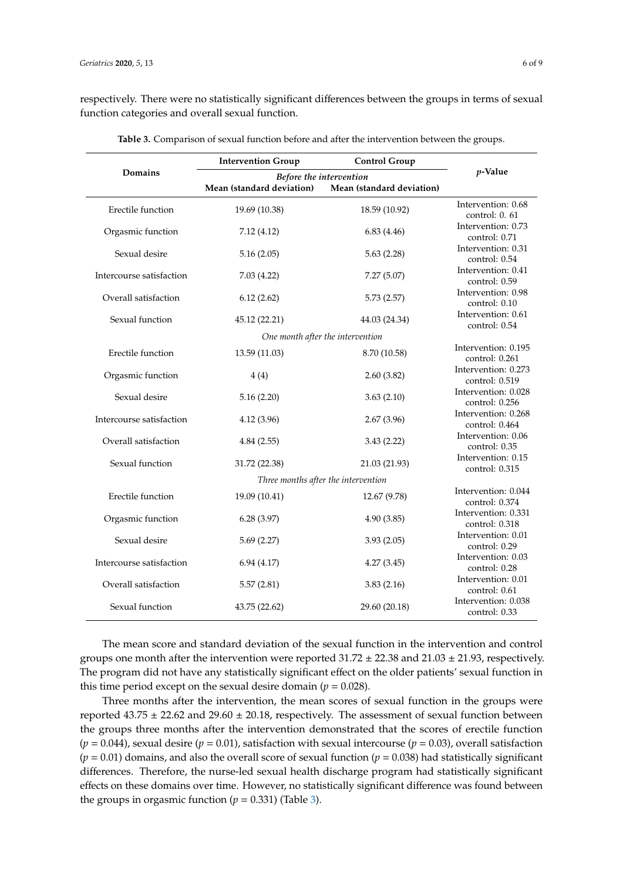respectively. There were no statistically significant differences between the groups in terms of sexual function categories and overall sexual function.

**Table 3.** Comparison of sexual function before and after the intervention between the groups.

| Domains | Intervention Group | Control Group | *p*-Value |
|---|---|---|---|
| | *Before the intervention* | | |
| | Mean (standard deviation) | Mean (standard deviation) | |
| Erectile function | 19.69 (10.38) | 18.59 (10.92) | Intervention: 0.68 control: 0. 61 |
| Orgasmic function | 7.12 (4.12) | 6.83 (4.46) | Intervention: 0.73 control: 0.71 |
| Sexual desire | 5.16 (2.05) | 5.63 (2.28) | Intervention: 0.31 control: 0.54 |
| Intercourse satisfaction | 7.03 (4.22) | 7.27 (5.07) | Intervention: 0.41 control: 0.59 |
| Overall satisfaction | 6.12 (2.62) | 5.73 (2.57) | Intervention: 0.98 control: 0.10 |
| Sexual function | 45.12 (22.21) | 44.03 (24.34) | Intervention: 0.61 control: 0.54 |
| | *One month after the intervention* | | |
| Erectile function | 13.59 (11.03) | 8.70 (10.58) | Intervention: 0.195 control: 0.261 |
| Orgasmic function | 4 (4) | 2.60 (3.82) | Intervention: 0.273 control: 0.519 |
| Sexual desire | 5.16 (2.20) | 3.63 (2.10) | Intervention: 0.028 control: 0.256 |
| Intercourse satisfaction | 4.12 (3.96) | 2.67 (3.96) | Intervention: 0.268 control: 0.464 |
| Overall satisfaction | 4.84 (2.55) | 3.43 (2.22) | Intervention: 0.06 control: 0.35 |
| Sexual function | 31.72 (22.38) | 21.03 (21.93) | Intervention: 0.15 control: 0.315 |
| | *Three months after the intervention* | | |
| Erectile function | 19.09 (10.41) | 12.67 (9.78) | Intervention: 0.044 control: 0.374 |
| Orgasmic function | 6.28 (3.97) | 4.90 (3.85) | Intervention: 0.331 control: 0.318 |
| Sexual desire | 5.69 (2.27) | 3.93 (2.05) | Intervention: 0.01 control: 0.29 |
| Intercourse satisfaction | 6.94 (4.17) | 4.27 (3.45) | Intervention: 0.03 control: 0.28 |
| Overall satisfaction | 5.57 (2.81) | 3.83 (2.16) | Intervention: 0.01 control: 0.61 |
| Sexual function | 43.75 (22.62) | 29.60 (20.18) | Intervention: 0.038 control: 0.33 |

The mean score and standard deviation of the sexual function in the intervention and control groups one month after the intervention were reported $31.72 \pm 22.38$ and $21.03 \pm 21.93$, respectively. The program did not have any statistically significant effect on the older patients' sexual function in this time period except on the sexual desire domain ($p = 0.028$).

Three months after the intervention, the mean scores of sexual function in the groups were reported $43.75 \pm 22.62$ and $29.60 \pm 20.18$, respectively. The assessment of sexual function between the groups three months after the intervention demonstrated that the scores of erectile function ($p = 0.044$), sexual desire ($p = 0.01$), satisfaction with sexual intercourse ($p = 0.03$), overall satisfaction ($p = 0.01$) domains, and also the overall score of sexual function ($p = 0.038$) had statistically significant differences. Therefore, the nurse-led sexual health discharge program had statistically significant effects on these domains over time. However, no statistically significant difference was found between the groups in orgasmic function ($p = 0.331$) (Table 3).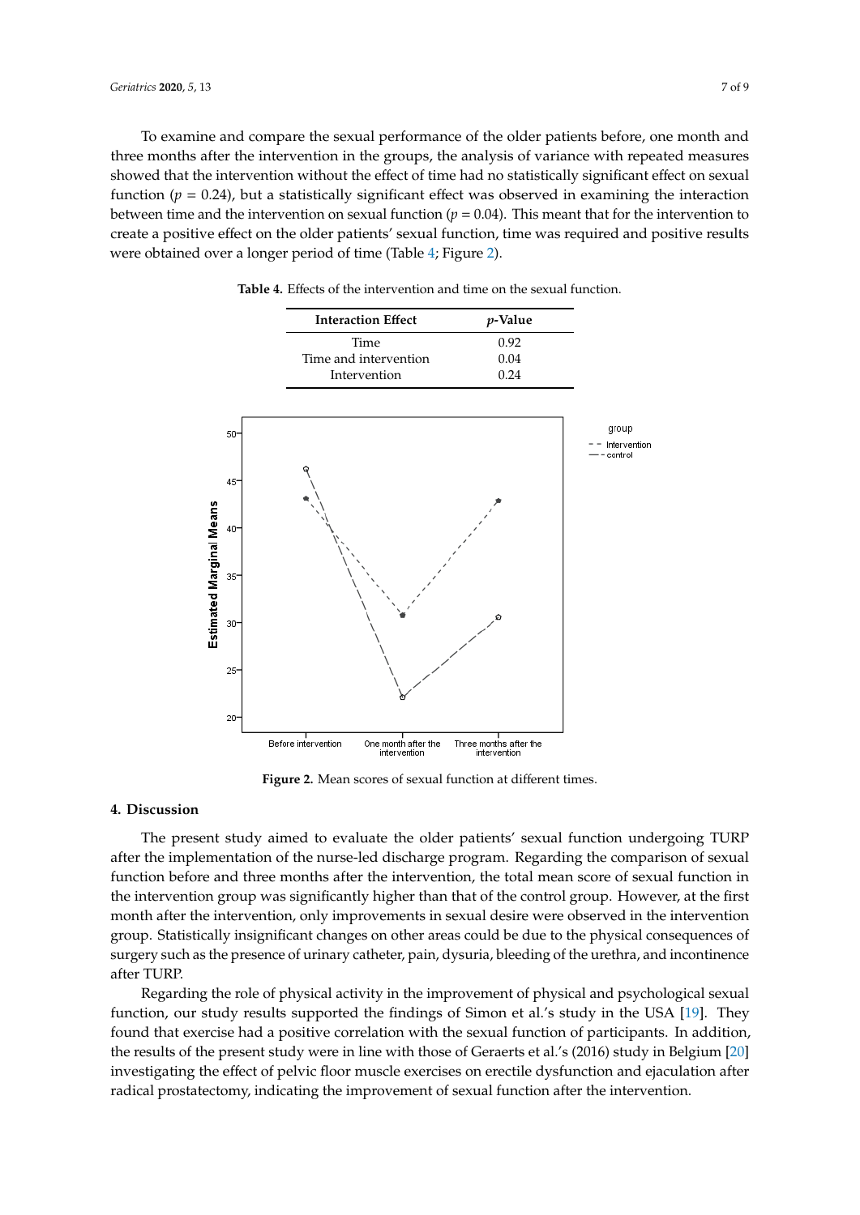To examine and compare the sexual performance of the older patients before, one month and three months after the intervention in the groups, the analysis of variance with repeated measures showed that the intervention without the effect of time had no statistically significant effect on sexual function ($p = 0.24$), but a statistically significant effect was observed in examining the interaction between time and the intervention on sexual function ($p = 0.04$). This meant that for the intervention to create a positive effect on the older patients' sexual function, time was required and positive results were obtained over a longer period of time (Table 4; Figure 2).

**Table 4.** Effects of the intervention and time on the sexual function.

| Interaction Effect | *p*-Value |
| --- | --- |
| Time | 0.92 |
| Time and intervention | 0.04 |
| Intervention | 0.24 |

**Figure 2.** Mean scores of sexual function at different times.

## 4. Discussion

The present study aimed to evaluate the older patients' sexual function undergoing TURP after the implementation of the nurse-led discharge program. Regarding the comparison of sexual function before and three months after the intervention, the total mean score of sexual function in the intervention group was significantly higher than that of the control group. However, at the first month after the intervention, only improvements in sexual desire were observed in the intervention group. Statistically insignificant changes on other areas could be due to the physical consequences of surgery such as the presence of urinary catheter, pain, dysuria, bleeding of the urethra, and incontinence after TURP.

Regarding the role of physical activity in the improvement of physical and psychological sexual function, our study results supported the findings of Simon et al.'s study in the USA [19]. They found that exercise had a positive correlation with the sexual function of participants. In addition, the results of the present study were in line with those of Geraerts et al.'s (2016) study in Belgium [20] investigating the effect of pelvic floor muscle exercises on erectile dysfunction and ejaculation after radical prostatectomy, indicating the improvement of sexual function after the intervention.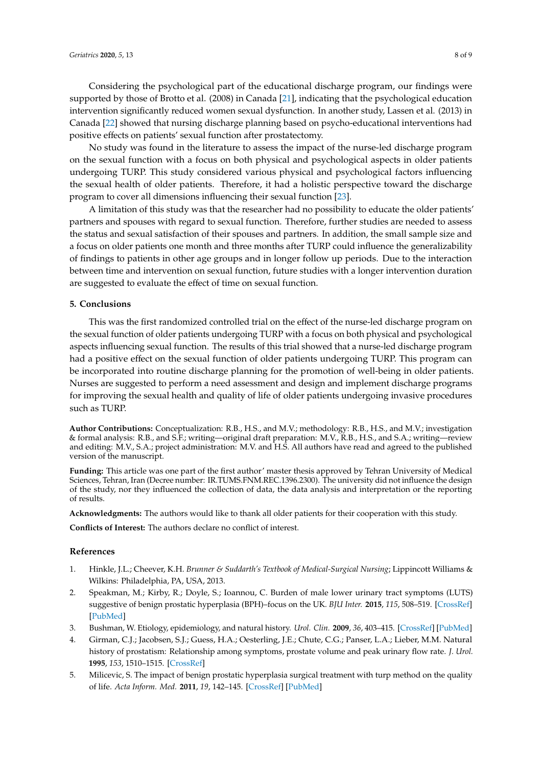Considering the psychological part of the educational discharge program, our findings were supported by those of Brotto et al. (2008) in Canada [21], indicating that the psychological education intervention significantly reduced women sexual dysfunction. In another study, Lassen et al. (2013) in Canada [22] showed that nursing discharge planning based on psycho-educational interventions had positive effects on patients' sexual function after prostatectomy.

No study was found in the literature to assess the impact of the nurse-led discharge program on the sexual function with a focus on both physical and psychological aspects in older patients undergoing TURP. This study considered various physical and psychological factors influencing the sexual health of older patients. Therefore, it had a holistic perspective toward the discharge program to cover all dimensions influencing their sexual function [23].

A limitation of this study was that the researcher had no possibility to educate the older patients' partners and spouses with regard to sexual function. Therefore, further studies are needed to assess the status and sexual satisfaction of their spouses and partners. In addition, the small sample size and a focus on older patients one month and three months after TURP could influence the generalizability of findings to patients in other age groups and in longer follow up periods. Due to the interaction between time and intervention on sexual function, future studies with a longer intervention duration are suggested to evaluate the effect of time on sexual function.

## 5. Conclusions

This was the first randomized controlled trial on the effect of the nurse-led discharge program on the sexual function of older patients undergoing TURP with a focus on both physical and psychological aspects influencing sexual function. The results of this trial showed that a nurse-led discharge program had a positive effect on the sexual function of older patients undergoing TURP. This program can be incorporated into routine discharge planning for the promotion of well-being in older patients. Nurses are suggested to perform a need assessment and design and implement discharge programs for improving the sexual health and quality of life of older patients undergoing invasive procedures such as TURP.

**Author Contributions:** Conceptualization: R.B., H.S., and M.V.; methodology: R.B., H.S., and M.V.; investigation & formal analysis: R.B., and S.F.; writing—original draft preparation: M.V., R.B., H.S., and S.A.; writing—review and editing: M.V., S.A.; project administration: M.V. and H.S. All authors have read and agreed to the published version of the manuscript.

**Funding:** This article was one part of the first author' master thesis approved by Tehran University of Medical Sciences, Tehran, Iran (Decree number: IR.TUMS.FNM.REC.1396.2300). The university did not influence the design of the study, nor they influenced the collection of data, the data analysis and interpretation or the reporting of results.

**Acknowledgments:** The authors would like to thank all older patients for their cooperation with this study.

**Conflicts of Interest:** The authors declare no conflict of interest.

## References

1. Hinkle, J.L.; Cheever, K.H. *Brunner & Suddarth's Textbook of Medical-Surgical Nursing*; Lippincott Williams & Wilkins: Philadelphia, PA, USA, 2013.
2. Speakman, M.; Kirby, R.; Doyle, S.; Ioannou, C. Burden of male lower urinary tract symptoms (LUTS) suggestive of benign prostatic hyperplasia (BPH)–focus on the UK. *BJU Inter.* **2015**, *115*, 508–519. [CrossRef] [PubMed]
3. Bushman, W. Etiology, epidemiology, and natural history. *Urol. Clin.* **2009**, *36*, 403–415. [CrossRef] [PubMed]
4. Girman, C.J.; Jacobsen, S.J.; Guess, H.A.; Oesterling, J.E.; Chute, C.G.; Panser, L.A.; Lieber, M.M. Natural history of prostatism: Relationship among symptoms, prostate volume and peak urinary flow rate. *J. Urol.* **1995**, *153*, 1510–1515. [CrossRef]
5. Milicevic, S. The impact of benign prostatic hyperplasia surgical treatment with turp method on the quality of life. *Acta Inform. Med.* **2011**, *19*, 142–145. [CrossRef] [PubMed]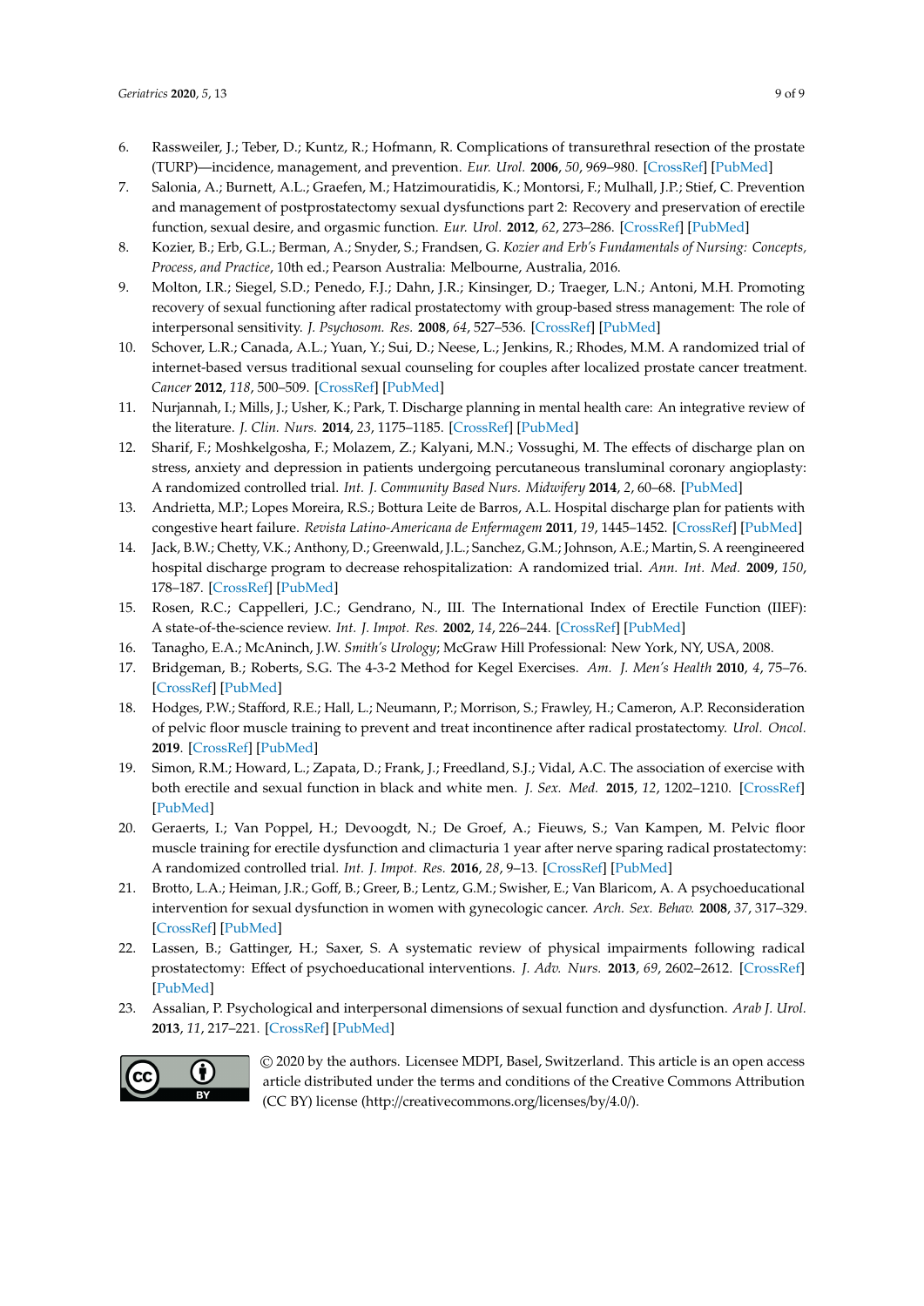6. Rassweiler, J.; Teber, D.; Kuntz, R.; Hofmann, R. Complications of transurethral resection of the prostate (TURP)—incidence, management, and prevention. *Eur. Urol.* **2006**, *50*, 969–980. [CrossRef] [PubMed]
7. Salonia, A.; Burnett, A.L.; Graefen, M.; Hatzimouratidis, K.; Montorsi, F.; Mulhall, J.P.; Stief, C. Prevention and management of postprostatectomy sexual dysfunctions part 2: Recovery and preservation of erectile function, sexual desire, and orgasmic function. *Eur. Urol.* **2012**, *62*, 273–286. [CrossRef] [PubMed]
8. Kozier, B.; Erb, G.L.; Berman, A.; Snyder, S.; Frandsen, G. *Kozier and Erb's Fundamentals of Nursing: Concepts, Process, and Practice*, 10th ed.; Pearson Australia: Melbourne, Australia, 2016.
9. Molton, I.R.; Siegel, S.D.; Penedo, F.J.; Dahn, J.R.; Kinsinger, D.; Traeger, L.N.; Antoni, M.H. Promoting recovery of sexual functioning after radical prostatectomy with group-based stress management: The role of interpersonal sensitivity. *J. Psychosom. Res.* **2008**, *64*, 527–536. [CrossRef] [PubMed]
10. Schover, L.R.; Canada, A.L.; Yuan, Y.; Sui, D.; Neese, L.; Jenkins, R.; Rhodes, M.M. A randomized trial of internet-based versus traditional sexual counseling for couples after localized prostate cancer treatment. *Cancer* **2012**, *118*, 500–509. [CrossRef] [PubMed]
11. Nurjannah, I.; Mills, J.; Usher, K.; Park, T. Discharge planning in mental health care: An integrative review of the literature. *J. Clin. Nurs.* **2014**, *23*, 1175–1185. [CrossRef] [PubMed]
12. Sharif, F.; Moshkelgosha, F.; Molazem, Z.; Kalyani, M.N.; Vossughi, M. The effects of discharge plan on stress, anxiety and depression in patients undergoing percutaneous transluminal coronary angioplasty: A randomized controlled trial. *Int. J. Community Based Nurs. Midwifery* **2014**, *2*, 60–68. [PubMed]
13. Andrietta, M.P.; Lopes Moreira, R.S.; Bottura Leite de Barros, A.L. Hospital discharge plan for patients with congestive heart failure. *Revista Latino-Americana de Enfermagem* **2011**, *19*, 1445–1452. [CrossRef] [PubMed]
14. Jack, B.W.; Chetty, V.K.; Anthony, D.; Greenwald, J.L.; Sanchez, G.M.; Johnson, A.E.; Martin, S. A reengineered hospital discharge program to decrease rehospitalization: A randomized trial. *Ann. Int. Med.* **2009**, *150*, 178–187. [CrossRef] [PubMed]
15. Rosen, R.C.; Cappelleri, J.C.; Gendrano, N., III. The International Index of Erectile Function (IIEF): A state-of-the-science review. *Int. J. Impot. Res.* **2002**, *14*, 226–244. [CrossRef] [PubMed]
16. Tanagho, E.A.; McAninch, J.W. *Smith's Urology*; McGraw Hill Professional: New York, NY, USA, 2008.
17. Bridgeman, B.; Roberts, S.G. The 4-3-2 Method for Kegel Exercises. *Am. J. Men's Health* **2010**, *4*, 75–76. [CrossRef] [PubMed]
18. Hodges, P.W.; Stafford, R.E.; Hall, L.; Neumann, P.; Morrison, S.; Frawley, H.; Cameron, A.P. Reconsideration of pelvic floor muscle training to prevent and treat incontinence after radical prostatectomy. *Urol. Oncol.* **2019**. [CrossRef] [PubMed]
19. Simon, R.M.; Howard, L.; Zapata, D.; Frank, J.; Freedland, S.J.; Vidal, A.C. The association of exercise with both erectile and sexual function in black and white men. *J. Sex. Med.* **2015**, *12*, 1202–1210. [CrossRef] [PubMed]
20. Geraerts, I.; Van Poppel, H.; Devoogdt, N.; De Groef, A.; Fieuws, S.; Van Kampen, M. Pelvic floor muscle training for erectile dysfunction and climacturia 1 year after nerve sparing radical prostatectomy: A randomized controlled trial. *Int. J. Impot. Res.* **2016**, *28*, 9–13. [CrossRef] [PubMed]
21. Brotto, L.A.; Heiman, J.R.; Goff, B.; Greer, B.; Lentz, G.M.; Swisher, E.; Van Blaricom, A. A psychoeducational intervention for sexual dysfunction in women with gynecologic cancer. *Arch. Sex. Behav.* **2008**, *37*, 317–329. [CrossRef] [PubMed]
22. Lassen, B.; Gattinger, H.; Saxer, S. A systematic review of physical impairments following radical prostatectomy: Effect of psychoeducational interventions. *J. Adv. Nurs.* **2013**, *69*, 2602–2612. [CrossRef] [PubMed]
23. Assalian, P. Psychological and interpersonal dimensions of sexual function and dysfunction. *Arab J. Urol.* **2013**, *11*, 217–221. [CrossRef] [PubMed]

© 2020 by the authors. Licensee MDPI, Basel, Switzerland. This article is an open access article distributed under the terms and conditions of the Creative Commons Attribution (CC BY) license (http://creativecommons.org/licenses/by/4.0/).